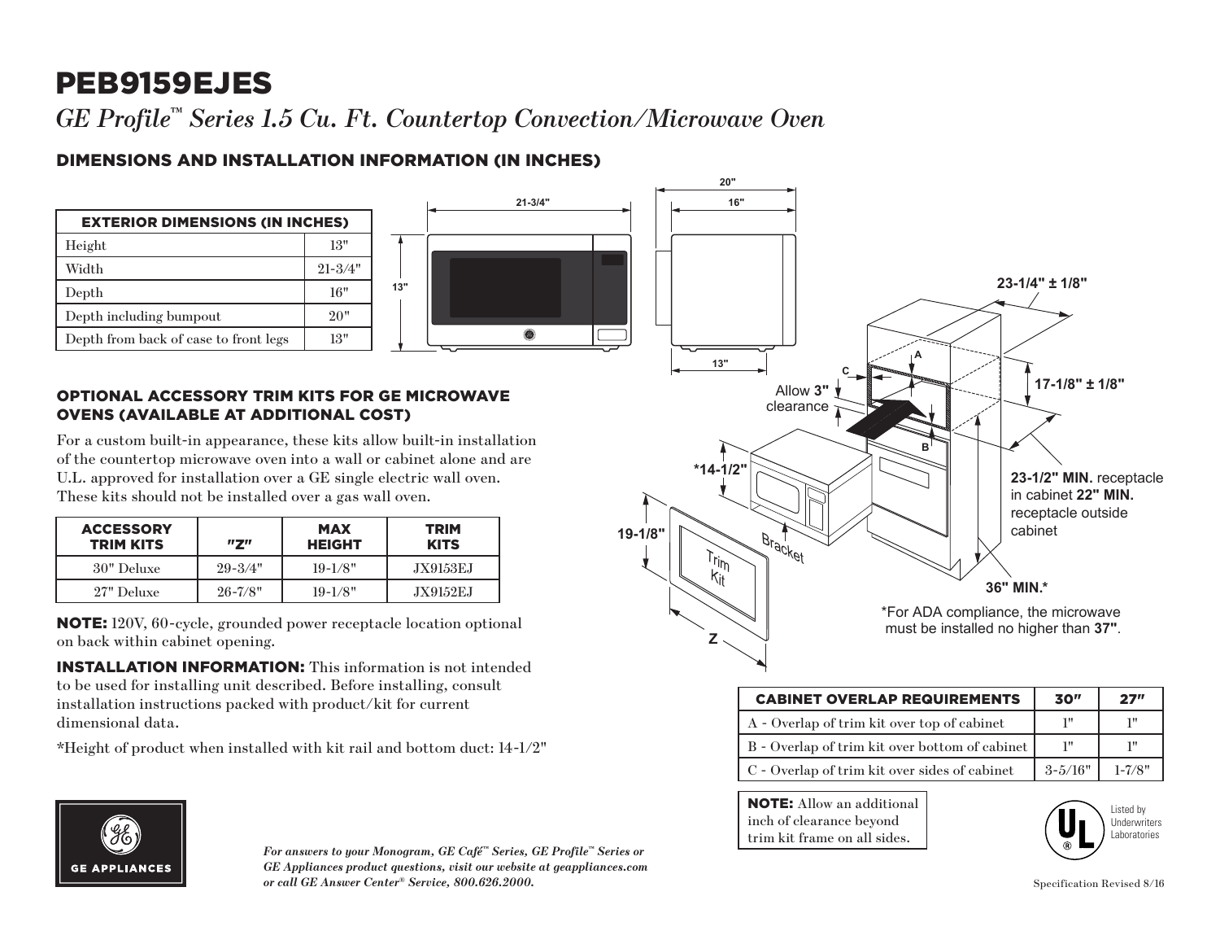# PEB9159EJES

*GE Profile™ Series 1.5 Cu. Ft. Countertop Convection/Microwave Oven*

## DIMENSIONS AND INSTALLATION INFORMATION (IN INCHES)

| EXTERIOR DIMENSIONS (IN INCHES) | |
|---|---|
| Height | 13" |
| Width | 21-3/4" |
| Depth | 16" |
| Depth including bumpout | 20" |
| Depth from back of case to front legs | 13" |

### OPTIONAL ACCESSORY TRIM KITS FOR GE MICROWAVE OVENS (AVAILABLE AT ADDITIONAL COST)

For a custom built-in appearance, these kits allow built-in installation of the countertop microwave oven into a wall or cabinet alone and are U.L. approved for installation over a GE single electric wall oven. These kits should not be installed over a gas wall oven.

| ACCESSORY TRIM KITS | "Z" | MAX HEIGHT | TRIM KITS |
|---|---|---|---|
| 30" Deluxe | 29-3/4" | 19-1/8" | JX9153EJ |
| 27" Deluxe | 26-7/8" | 19-1/8" | JX9152EJ |

**NOTE:** 120V, 60-cycle, grounded power receptacle location optional on back within cabinet opening.

**INSTALLATION INFORMATION:** This information is not intended to be used for installing unit described. Before installing, consult installation instructions packed with product/kit for current dimensional data.

*Height of product when installed with kit rail and bottom duct: 14-1/2"

21-3/4" 13" 20" 16" 13"

23-1/4" ± 1/8" 17-1/8" ± 1/8" A B C Allow **3"** clearance *14-1/2" 19-1/8" Bracket Trim Kit Z

**23-1/2" MIN.** receptacle in cabinet **22" MIN.** receptacle outside cabinet

**36" MIN.***

*For ADA compliance, the microwave must be installed no higher than **37"**.

| CABINET OVERLAP REQUIREMENTS | 30" | 27" |
|---|---|---|
| A - Overlap of trim kit over top of cabinet | 1" | 1" |
| B - Overlap of trim kit over bottom of cabinet | 1" | 1" |
| C - Overlap of trim kit over sides of cabinet | 3-5/16" | 1-7/8" |

**NOTE:** Allow an additional inch of clearance beyond trim kit frame on all sides.

Listed by Underwriters Laboratories

GE APPLIANCES

*For answers to your Monogram, GE Café™ Series, GE Profile™ Series or GE Appliances product questions, visit our website at geappliances.com or call GE Answer Center® Service, 800.626.2000.*

Specification Revised 8/16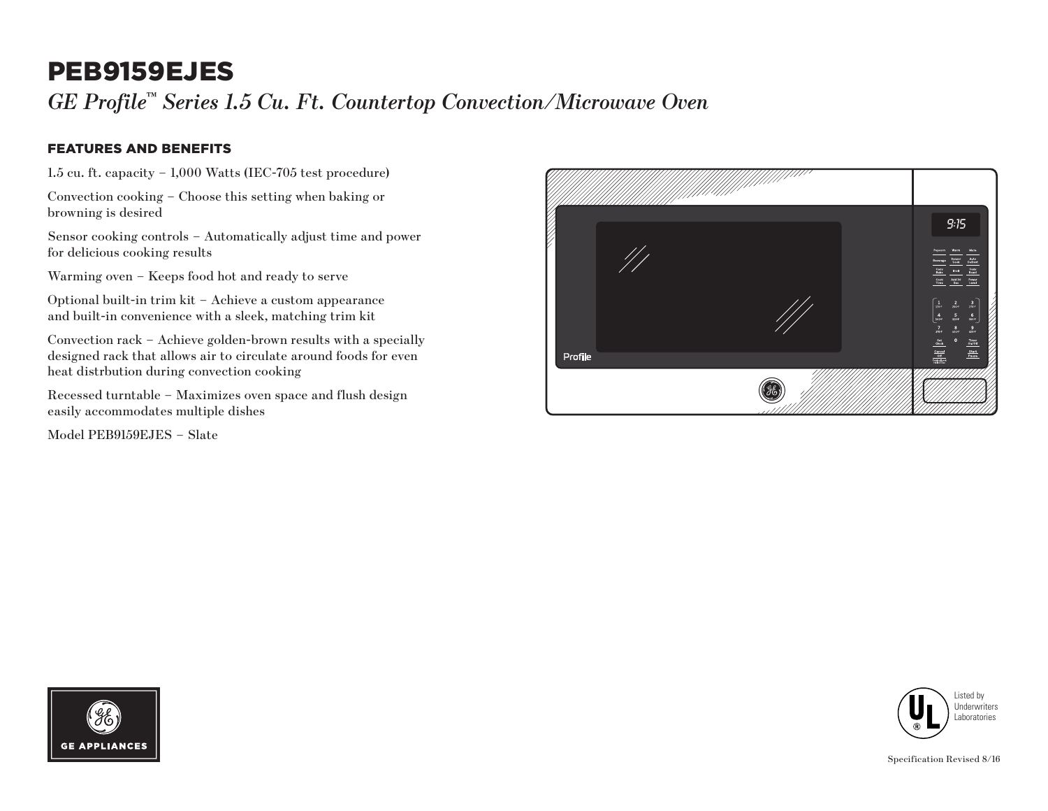# PEB9159EJES

*GE Profile™ Series 1.5 Cu. Ft. Countertop Convection/Microwave Oven*

## FEATURES AND BENEFITS

1.5 cu. ft. capacity – 1,000 Watts (IEC-705 test procedure)

Convection cooking – Choose this setting when baking or browning is desired

Sensor cooking controls – Automatically adjust time and power for delicious cooking results

Warming oven – Keeps food hot and ready to serve

Optional built-in trim kit – Achieve a custom appearance and built-in convenience with a sleek, matching trim kit

Convection rack – Achieve golden-brown results with a specially designed rack that allows air to circulate around foods for even heat distrbution during convection cooking

Recessed turntable – Maximizes oven space and flush design easily accommodates multiple dishes

Model PEB9159EJES – Slate

GE APPLIANCES

Listed by Underwriters Laboratories

Specification Revised 8/16